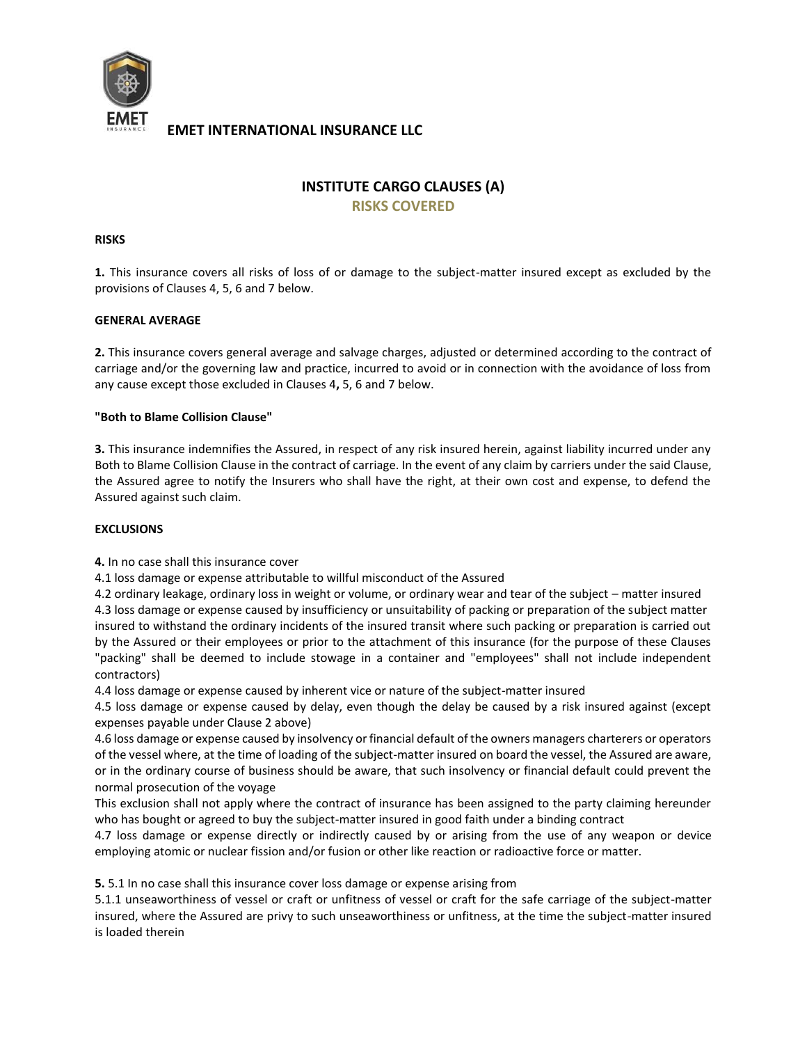**EMET INTERNATIONAL INSURANCE LLC**

# INSTITUTE CARGO CLAUSES (A)

## RISKS COVERED

**RISKS**

**1.** This insurance covers all risks of loss of or damage to the subject-matter insured except as excluded by the provisions of Clauses 4, 5, 6 and 7 below.

**GENERAL AVERAGE**

**2.** This insurance covers general average and salvage charges, adjusted or determined according to the contract of carriage and/or the governing law and practice, incurred to avoid or in connection with the avoidance of loss from any cause except those excluded in Clauses 4**,** 5, 6 and 7 below.

**"Both to Blame Collision Clause"**

**3.** This insurance indemnifies the Assured, in respect of any risk insured herein, against liability incurred under any Both to Blame Collision Clause in the contract of carriage. In the event of any claim by carriers under the said Clause, the Assured agree to notify the Insurers who shall have the right, at their own cost and expense, to defend the Assured against such claim.

**EXCLUSIONS**

**4.** In no case shall this insurance cover

4.1 loss damage or expense attributable to willful misconduct of the Assured

4.2 ordinary leakage, ordinary loss in weight or volume, or ordinary wear and tear of the subject – matter insured

4.3 loss damage or expense caused by insufficiency or unsuitability of packing or preparation of the subject matter insured to withstand the ordinary incidents of the insured transit where such packing or preparation is carried out by the Assured or their employees or prior to the attachment of this insurance (for the purpose of these Clauses "packing" shall be deemed to include stowage in a container and "employees" shall not include independent contractors)

4.4 loss damage or expense caused by inherent vice or nature of the subject-matter insured

4.5 loss damage or expense caused by delay, even though the delay be caused by a risk insured against (except expenses payable under Clause 2 above)

4.6 loss damage or expense caused by insolvency or financial default of the owners managers charterers or operators of the vessel where, at the time of loading of the subject-matter insured on board the vessel, the Assured are aware, or in the ordinary course of business should be aware, that such insolvency or financial default could prevent the normal prosecution of the voyage

This exclusion shall not apply where the contract of insurance has been assigned to the party claiming hereunder who has bought or agreed to buy the subject-matter insured in good faith under a binding contract

4.7 loss damage or expense directly or indirectly caused by or arising from the use of any weapon or device employing atomic or nuclear fission and/or fusion or other like reaction or radioactive force or matter.

**5.** 5.1 In no case shall this insurance cover loss damage or expense arising from

5.1.1 unseaworthiness of vessel or craft or unfitness of vessel or craft for the safe carriage of the subject-matter insured, where the Assured are privy to such unseaworthiness or unfitness, at the time the subject-matter insured is loaded therein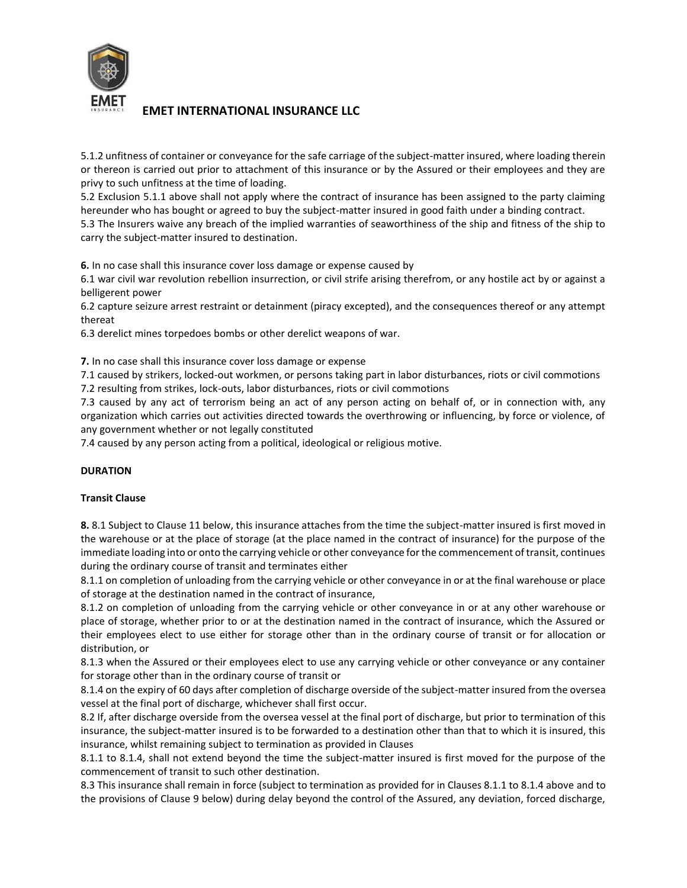5.1.2 unfitness of container or conveyance for the safe carriage of the subject-matter insured, where loading therein or thereon is carried out prior to attachment of this insurance or by the Assured or their employees and they are privy to such unfitness at the time of loading.

5.2 Exclusion 5.1.1 above shall not apply where the contract of insurance has been assigned to the party claiming hereunder who has bought or agreed to buy the subject-matter insured in good faith under a binding contract.

5.3 The Insurers waive any breach of the implied warranties of seaworthiness of the ship and fitness of the ship to carry the subject-matter insured to destination.

**6.** In no case shall this insurance cover loss damage or expense caused by

6.1 war civil war revolution rebellion insurrection, or civil strife arising therefrom, or any hostile act by or against a belligerent power

6.2 capture seizure arrest restraint or detainment (piracy excepted), and the consequences thereof or any attempt thereat

6.3 derelict mines torpedoes bombs or other derelict weapons of war.

**7.** In no case shall this insurance cover loss damage or expense

7.1 caused by strikers, locked-out workmen, or persons taking part in labor disturbances, riots or civil commotions

7.2 resulting from strikes, lock-outs, labor disturbances, riots or civil commotions

7.3 caused by any act of terrorism being an act of any person acting on behalf of, or in connection with, any organization which carries out activities directed towards the overthrowing or influencing, by force or violence, of any government whether or not legally constituted

7.4 caused by any person acting from a political, ideological or religious motive.

**DURATION**

**Transit Clause**

**8.** 8.1 Subject to Clause 11 below, this insurance attaches from the time the subject-matter insured is first moved in the warehouse or at the place of storage (at the place named in the contract of insurance) for the purpose of the immediate loading into or onto the carrying vehicle or other conveyance for the commencement of transit, continues during the ordinary course of transit and terminates either

8.1.1 on completion of unloading from the carrying vehicle or other conveyance in or at the final warehouse or place of storage at the destination named in the contract of insurance,

8.1.2 on completion of unloading from the carrying vehicle or other conveyance in or at any other warehouse or place of storage, whether prior to or at the destination named in the contract of insurance, which the Assured or their employees elect to use either for storage other than in the ordinary course of transit or for allocation or distribution, or

8.1.3 when the Assured or their employees elect to use any carrying vehicle or other conveyance or any container for storage other than in the ordinary course of transit or

8.1.4 on the expiry of 60 days after completion of discharge overside of the subject-matter insured from the oversea vessel at the final port of discharge, whichever shall first occur.

8.2 If, after discharge overside from the oversea vessel at the final port of discharge, but prior to termination of this insurance, the subject-matter insured is to be forwarded to a destination other than that to which it is insured, this insurance, whilst remaining subject to termination as provided in Clauses 8.1.1 to 8.1.4, shall not extend beyond the time the subject-matter insured is first moved for the purpose of the commencement of transit to such other destination.

8.3 This insurance shall remain in force (subject to termination as provided for in Clauses 8.1.1 to 8.1.4 above and to the provisions of Clause 9 below) during delay beyond the control of the Assured, any deviation, forced discharge,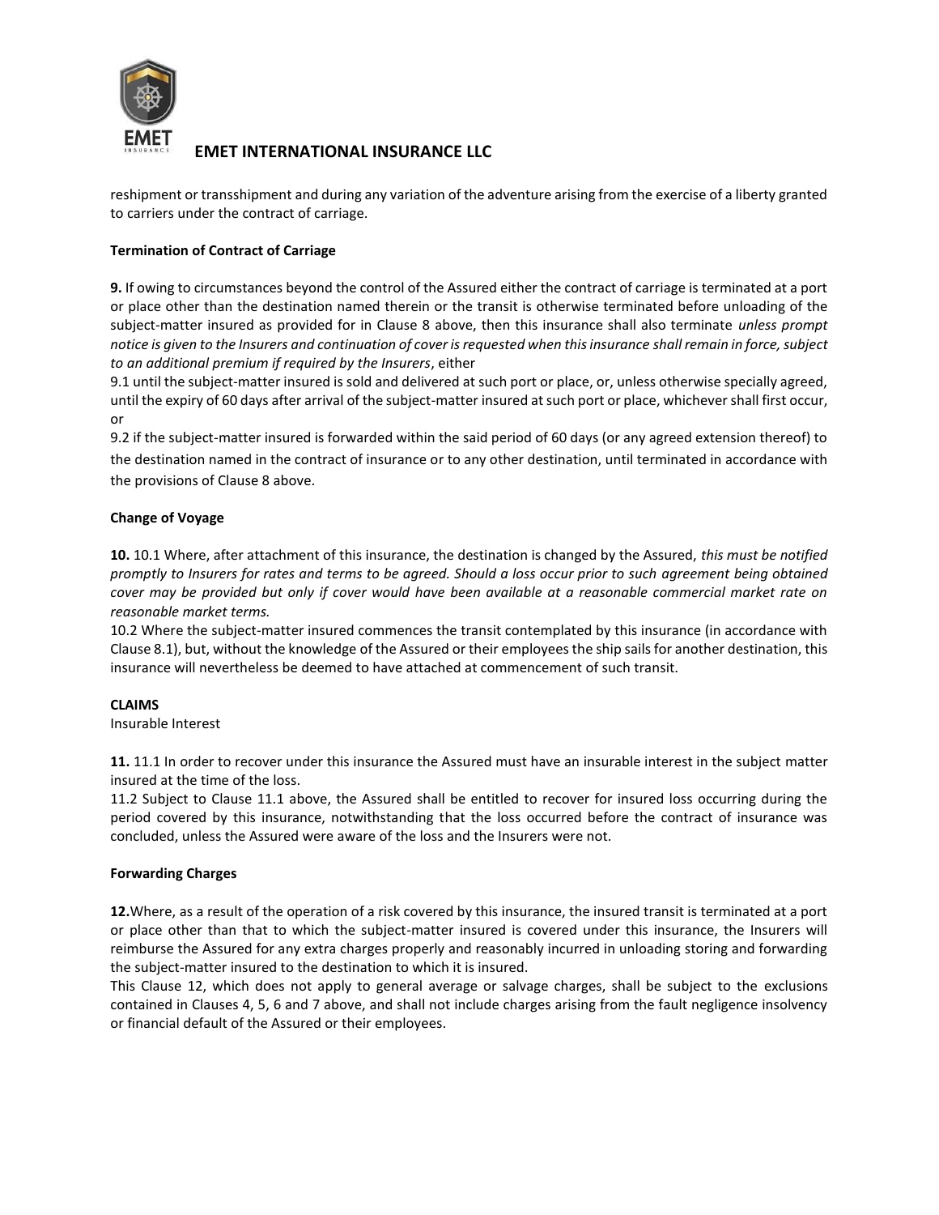reshipment or transshipment and during any variation of the adventure arising from the exercise of a liberty granted to carriers under the contract of carriage.

**Termination of Contract of Carriage**

**9.** If owing to circumstances beyond the control of the Assured either the contract of carriage is terminated at a port or place other than the destination named therein or the transit is otherwise terminated before unloading of the subject-matter insured as provided for in Clause 8 above, then this insurance shall also terminate *unless prompt notice is given to the Insurers and continuation of cover is requested when this insurance shall remain in force, subject to an additional premium if required by the Insurers*, either

9.1 until the subject-matter insured is sold and delivered at such port or place, or, unless otherwise specially agreed, until the expiry of 60 days after arrival of the subject-matter insured at such port or place, whichever shall first occur, or

9.2 if the subject-matter insured is forwarded within the said period of 60 days (or any agreed extension thereof) to the destination named in the contract of insurance or to any other destination, until terminated in accordance with the provisions of Clause 8 above.

**Change of Voyage**

**10.** 10.1 Where, after attachment of this insurance, the destination is changed by the Assured, *this must be notified promptly to Insurers for rates and terms to be agreed. Should a loss occur prior to such agreement being obtained cover may be provided but only if cover would have been available at a reasonable commercial market rate on reasonable market terms.*

10.2 Where the subject-matter insured commences the transit contemplated by this insurance (in accordance with Clause 8.1), but, without the knowledge of the Assured or their employees the ship sails for another destination, this insurance will nevertheless be deemed to have attached at commencement of such transit.

**CLAIMS**

Insurable Interest

**11.** 11.1 In order to recover under this insurance the Assured must have an insurable interest in the subject matter insured at the time of the loss.

11.2 Subject to Clause 11.1 above, the Assured shall be entitled to recover for insured loss occurring during the period covered by this insurance, notwithstanding that the loss occurred before the contract of insurance was concluded, unless the Assured were aware of the loss and the Insurers were not.

**Forwarding Charges**

**12.**Where, as a result of the operation of a risk covered by this insurance, the insured transit is terminated at a port or place other than that to which the subject-matter insured is covered under this insurance, the Insurers will reimburse the Assured for any extra charges properly and reasonably incurred in unloading storing and forwarding the subject-matter insured to the destination to which it is insured.

This Clause 12, which does not apply to general average or salvage charges, shall be subject to the exclusions contained in Clauses 4, 5, 6 and 7 above, and shall not include charges arising from the fault negligence insolvency or financial default of the Assured or their employees.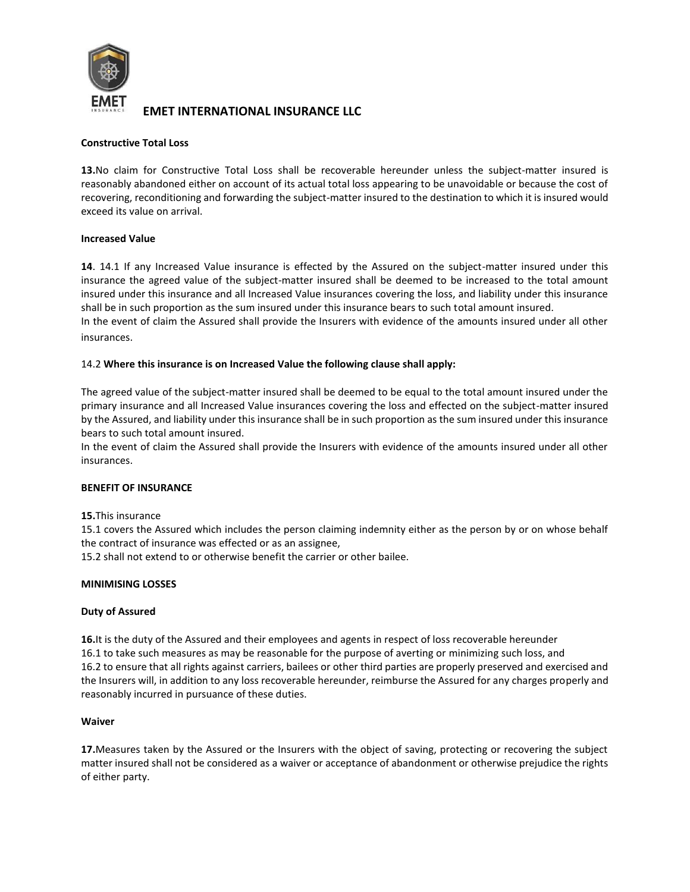**EMET INTERNATIONAL INSURANCE LLC**

**Constructive Total Loss**

**13.** No claim for Constructive Total Loss shall be recoverable hereunder unless the subject-matter insured is reasonably abandoned either on account of its actual total loss appearing to be unavoidable or because the cost of recovering, reconditioning and forwarding the subject-matter insured to the destination to which it is insured would exceed its value on arrival.

**Increased Value**

**14**. 14.1 If any Increased Value insurance is effected by the Assured on the subject-matter insured under this insurance the agreed value of the subject-matter insured shall be deemed to be increased to the total amount insured under this insurance and all Increased Value insurances covering the loss, and liability under this insurance shall be in such proportion as the sum insured under this insurance bears to such total amount insured.
In the event of claim the Assured shall provide the Insurers with evidence of the amounts insured under all other insurances.

14.2 **Where this insurance is on Increased Value the following clause shall apply:**

The agreed value of the subject-matter insured shall be deemed to be equal to the total amount insured under the primary insurance and all Increased Value insurances covering the loss and effected on the subject-matter insured by the Assured, and liability under this insurance shall be in such proportion as the sum insured under this insurance bears to such total amount insured.
In the event of claim the Assured shall provide the Insurers with evidence of the amounts insured under all other insurances.

**BENEFIT OF INSURANCE**

**15.** This insurance
15.1 covers the Assured which includes the person claiming indemnity either as the person by or on whose behalf the contract of insurance was effected or as an assignee,
15.2 shall not extend to or otherwise benefit the carrier or other bailee.

**MINIMISING LOSSES**

**Duty of Assured**

**16.** It is the duty of the Assured and their employees and agents in respect of loss recoverable hereunder
16.1 to take such measures as may be reasonable for the purpose of averting or minimizing such loss, and
16.2 to ensure that all rights against carriers, bailees or other third parties are properly preserved and exercised and the Insurers will, in addition to any loss recoverable hereunder, reimburse the Assured for any charges properly and reasonably incurred in pursuance of these duties.

**Waiver**

**17.** Measures taken by the Assured or the Insurers with the object of saving, protecting or recovering the subject matter insured shall not be considered as a waiver or acceptance of abandonment or otherwise prejudice the rights of either party.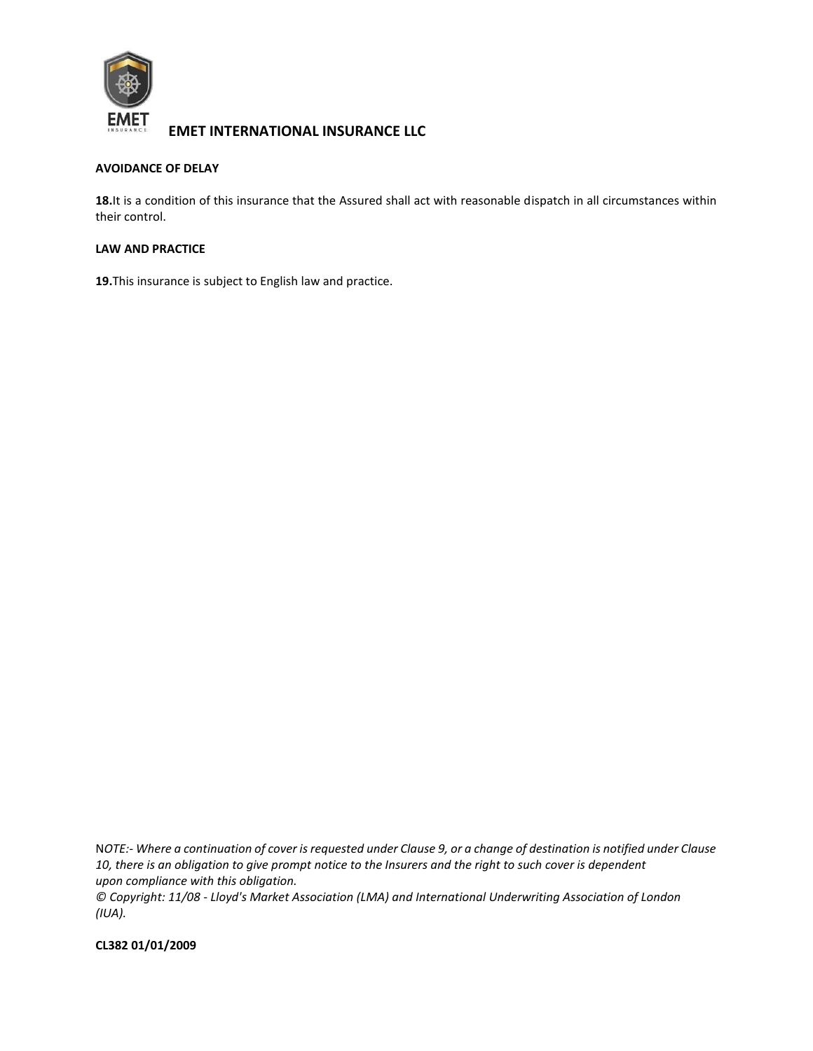**AVOIDANCE OF DELAY**

**18.** It is a condition of this insurance that the Assured shall act with reasonable dispatch in all circumstances within their control.

**LAW AND PRACTICE**

**19.** This insurance is subject to English law and practice.

N*OTE:- Where a continuation of cover is requested under Clause 9, or a change of destination is notified under Clause 10, there is an obligation to give prompt notice to the Insurers and the right to such cover is dependent upon compliance with this obligation.*

*© Copyright: 11/08 - Lloyd's Market Association (LMA) and International Underwriting Association of London (IUA).*

**CL382 01/01/2009**